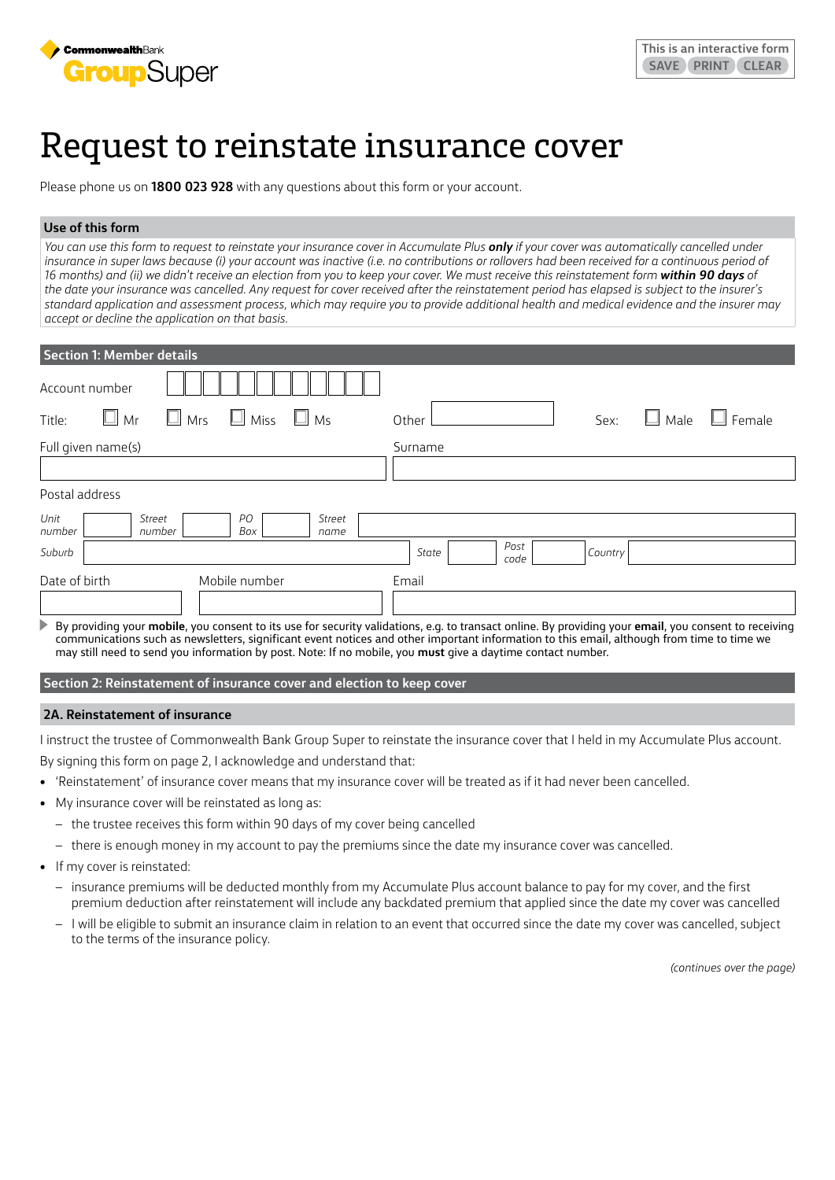CommonwealthBank GroupSuper

This is an interactive form
SAVE PRINT CLEAR

# Request to reinstate insurance cover

Please phone us on **1800 023 928** with any questions about this form or your account.

## Use of this form

*You can use this form to request to reinstate your insurance cover in Accumulate Plus **only** if your cover was automatically cancelled under insurance in super laws because (i) your account was inactive (i.e. no contributions or rollovers had been received for a continuous period of 16 months) and (ii) we didn't receive an election from you to keep your cover. We must receive this reinstatement form **within 90 days** of the date your insurance was cancelled. Any request for cover received after the reinstatement period has elapsed is subject to the insurer's standard application and assessment process, which may require you to provide additional health and medical evidence and the insurer may accept or decline the application on that basis.*

## Section 1: Member details

Account number

Title: ☐ Mr ☐ Mrs ☐ Miss ☐ Ms Other ______ Sex: ☐ Male ☐ Female

Full given name(s) ______ Surname ______

Postal address

*Unit number* ______ *Street number* ______ *PO Box* ______ *Street name* ______

*Suburb* ______ *State* ______ *Post code* ______ *Country* ______

Date of birth ______ Mobile number ______ Email ______

By providing your **mobile**, you consent to its use for security validations, e.g. to transact online. By providing your **email**, you consent to receiving communications such as newsletters, significant event notices and other important information to this email, although from time to time we may still need to send you information by post. Note: If no mobile, you **must** give a daytime contact number.

## Section 2: Reinstatement of insurance cover and election to keep cover

### 2A. Reinstatement of insurance

I instruct the trustee of Commonwealth Bank Group Super to reinstate the insurance cover that I held in my Accumulate Plus account.

By signing this form on page 2, I acknowledge and understand that:

- 'Reinstatement' of insurance cover means that my insurance cover will be treated as if it had never been cancelled.
- My insurance cover will be reinstated as long as:
  - the trustee receives this form within 90 days of my cover being cancelled
  - there is enough money in my account to pay the premiums since the date my insurance cover was cancelled.
- If my cover is reinstated:
  - insurance premiums will be deducted monthly from my Accumulate Plus account balance to pay for my cover, and the first premium deduction after reinstatement will include any backdated premium that applied since the date my cover was cancelled
  - I will be eligible to submit an insurance claim in relation to an event that occurred since the date my cover was cancelled, subject to the terms of the insurance policy.

*(continues over the page)*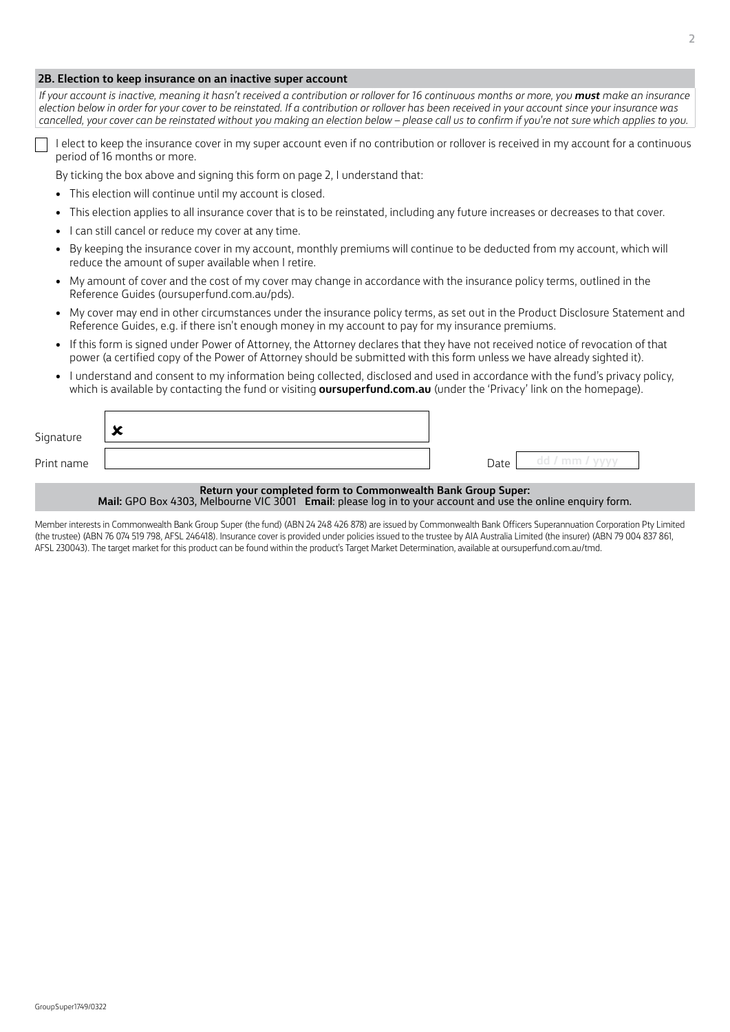## 2B. Election to keep insurance on an inactive super account

*If your account is inactive, meaning it hasn't received a contribution or rollover for 16 continuous months or more, you* ***must*** *make an insurance election below in order for your cover to be reinstated. If a contribution or rollover has been received in your account since your insurance was cancelled, your cover can be reinstated without you making an election below – please call us to confirm if you're not sure which applies to you.*

☐ I elect to keep the insurance cover in my super account even if no contribution or rollover is received in my account for a continuous period of 16 months or more.

By ticking the box above and signing this form on page 2, I understand that:

- This election will continue until my account is closed.
- This election applies to all insurance cover that is to be reinstated, including any future increases or decreases to that cover.
- I can still cancel or reduce my cover at any time.
- By keeping the insurance cover in my account, monthly premiums will continue to be deducted from my account, which will reduce the amount of super available when I retire.
- My amount of cover and the cost of my cover may change in accordance with the insurance policy terms, outlined in the Reference Guides (oursuperfund.com.au/pds).
- My cover may end in other circumstances under the insurance policy terms, as set out in the Product Disclosure Statement and Reference Guides, e.g. if there isn't enough money in my account to pay for my insurance premiums.
- If this form is signed under Power of Attorney, the Attorney declares that they have not received notice of revocation of that power (a certified copy of the Power of Attorney should be submitted with this form unless we have already sighted it).
- I understand and consent to my information being collected, disclosed and used in accordance with the fund's privacy policy, which is available by contacting the fund or visiting **oursuperfund.com.au** (under the 'Privacy' link on the homepage).

Signature ✘ ____________________

Print name ____________________ Date dd / mm / yyyy

**Return your completed form to Commonwealth Bank Group Super:**
**Mail:** GPO Box 4303, Melbourne VIC 3001 **Email**: please log in to your account and use the online enquiry form.

Member interests in Commonwealth Bank Group Super (the fund) (ABN 24 248 426 878) are issued by Commonwealth Bank Officers Superannuation Corporation Pty Limited (the trustee) (ABN 76 074 519 798, AFSL 246418). Insurance cover is provided under policies issued to the trustee by AIA Australia Limited (the insurer) (ABN 79 004 837 861, AFSL 230043). The target market for this product can be found within the product's Target Market Determination, available at oursuperfund.com.au/tmd.

GroupSuper1749/0322